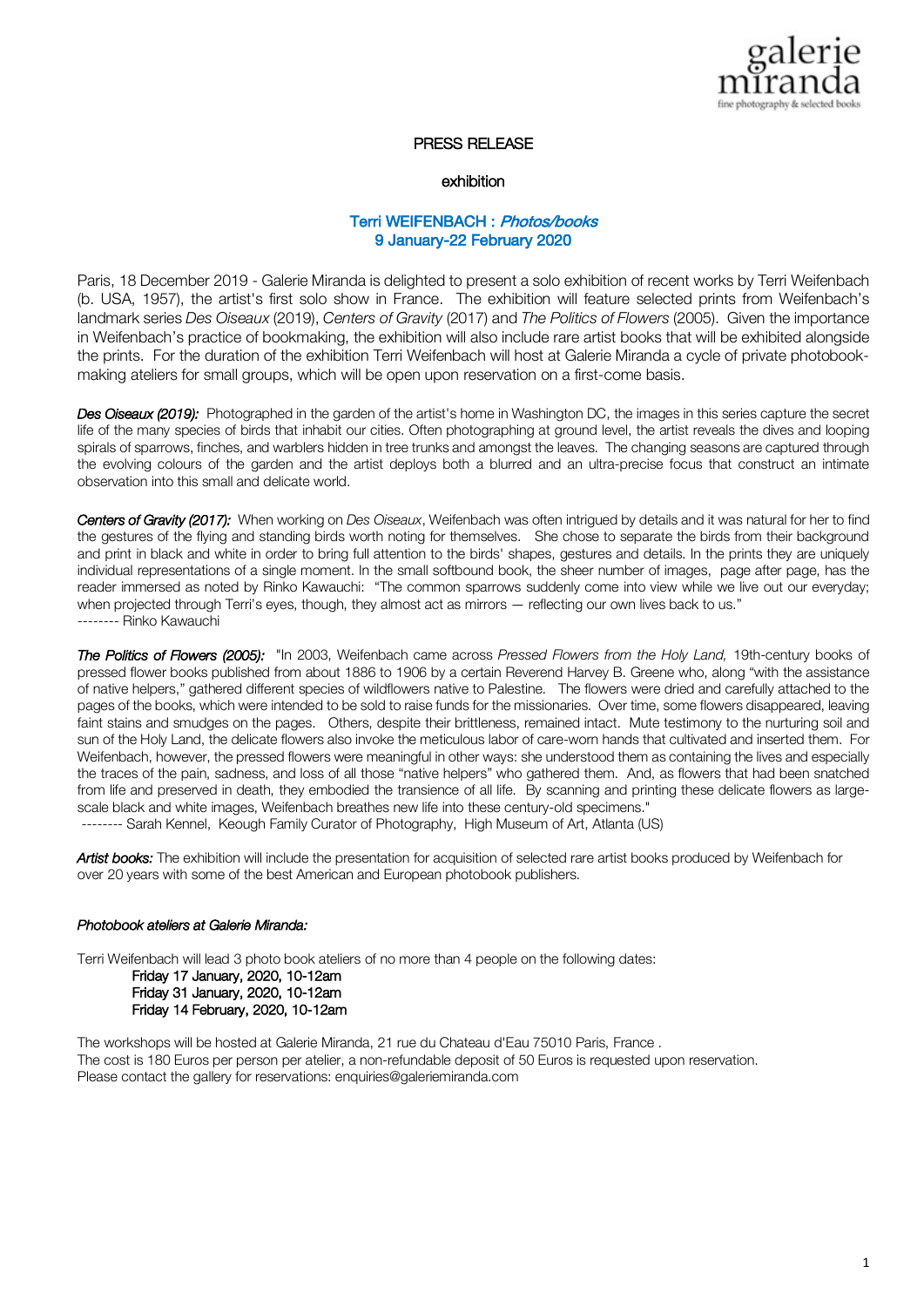galerie
miranda
fine photography & selected books

PRESS RELEASE

exhibition

## Terri WEIFENBACH : *Photos/books*
## 9 January-22 February 2020

Paris, 18 December 2019 - Galerie Miranda is delighted to present a solo exhibition of recent works by Terri Weifenbach (b. USA, 1957), the artist's first solo show in France. The exhibition will feature selected prints from Weifenbach's landmark series *Des Oiseaux* (2019), *Centers of Gravity* (2017) and *The Politics of Flowers* (2005). Given the importance in Weifenbach's practice of bookmaking, the exhibition will also include rare artist books that will be exhibited alongside the prints. For the duration of the exhibition Terri Weifenbach will host at Galerie Miranda a cycle of private photobook-making ateliers for small groups, which will be open upon reservation on a first-come basis.

***Des Oiseaux (2019):*** Photographed in the garden of the artist's home in Washington DC, the images in this series capture the secret life of the many species of birds that inhabit our cities. Often photographing at ground level, the artist reveals the dives and looping spirals of sparrows, finches, and warblers hidden in tree trunks and amongst the leaves. The changing seasons are captured through the evolving colours of the garden and the artist deploys both a blurred and an ultra-precise focus that construct an intimate observation into this small and delicate world.

***Centers of Gravity (2017):*** When working on *Des Oiseaux*, Weifenbach was often intrigued by details and it was natural for her to find the gestures of the flying and standing birds worth noting for themselves. She chose to separate the birds from their background and print in black and white in order to bring full attention to the birds' shapes, gestures and details. In the prints they are uniquely individual representations of a single moment. In the small softbound book, the sheer number of images, page after page, has the reader immersed as noted by Rinko Kawauchi: "The common sparrows suddenly come into view while we live out our everyday; when projected through Terri's eyes, though, they almost act as mirrors — reflecting our own lives back to us."
-------- Rinko Kawauchi

***The Politics of Flowers (2005):*** "In 2003, Weifenbach came across *Pressed Flowers from the Holy Land,* 19th-century books of pressed flower books published from about 1886 to 1906 by a certain Reverend Harvey B. Greene who, along "with the assistance of native helpers," gathered different species of wildflowers native to Palestine. The flowers were dried and carefully attached to the pages of the books, which were intended to be sold to raise funds for the missionaries. Over time, some flowers disappeared, leaving faint stains and smudges on the pages. Others, despite their brittleness, remained intact. Mute testimony to the nurturing soil and sun of the Holy Land, the delicate flowers also invoke the meticulous labor of care-worn hands that cultivated and inserted them. For Weifenbach, however, the pressed flowers were meaningful in other ways: she understood them as containing the lives and especially the traces of the pain, sadness, and loss of all those "native helpers" who gathered them. And, as flowers that had been snatched from life and preserved in death, they embodied the transience of all life. By scanning and printing these delicate flowers as large-scale black and white images, Weifenbach breathes new life into these century-old specimens."
-------- Sarah Kennel, Keough Family Curator of Photography, High Museum of Art, Atlanta (US)

***Artist books:*** The exhibition will include the presentation for acquisition of selected rare artist books produced by Weifenbach for over 20 years with some of the best American and European photobook publishers.

*Photobook ateliers at Galerie Miranda:*

Terri Weifenbach will lead 3 photo book ateliers of no more than 4 people on the following dates:

Friday 17 January, 2020, 10-12am
Friday 31 January, 2020, 10-12am
Friday 14 February, 2020, 10-12am

The workshops will be hosted at Galerie Miranda, 21 rue du Chateau d'Eau 75010 Paris, France .
The cost is 180 Euros per person per atelier, a non-refundable deposit of 50 Euros is requested upon reservation.
Please contact the gallery for reservations: enquiries@galeriemiranda.com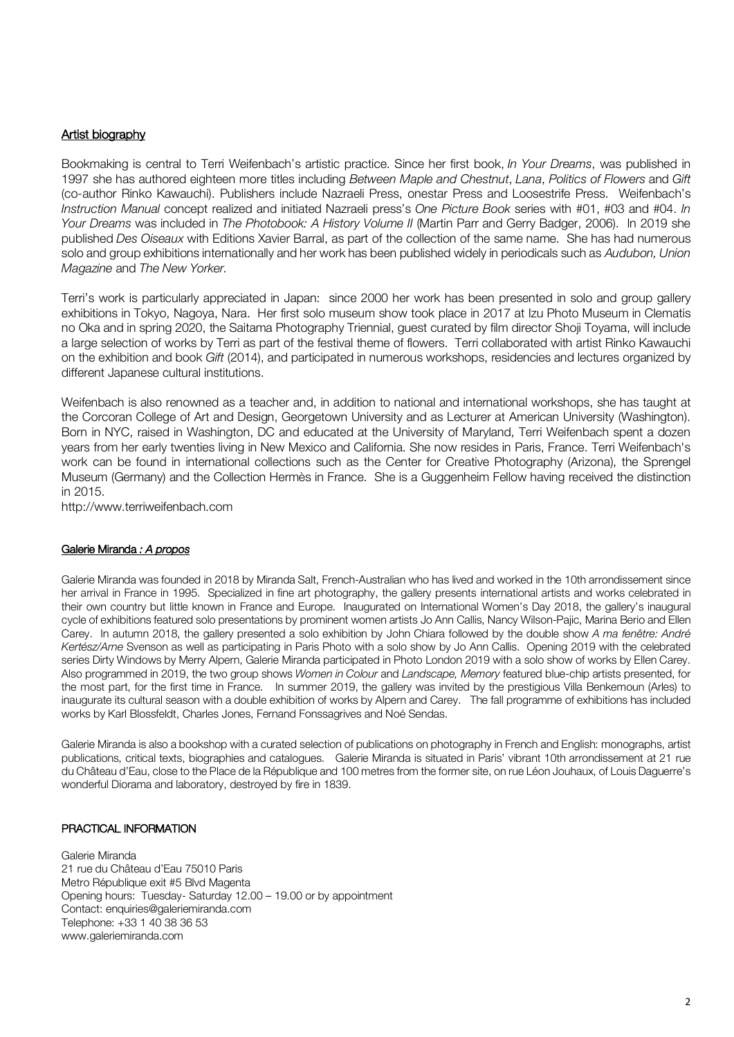## Artist biography

Bookmaking is central to Terri Weifenbach's artistic practice. Since her first book, *In Your Dreams*, was published in 1997 she has authored eighteen more titles including *Between Maple and Chestnut*, *Lana*, *Politics of Flowers* and *Gift* (co-author Rinko Kawauchi). Publishers include Nazraeli Press, onestar Press and Loosestrife Press. Weifenbach's *Instruction Manual* concept realized and initiated Nazraeli press's *One Picture Book* series with #01, #03 and #04. *In Your Dreams* was included in *The Photobook: A History Volume II* (Martin Parr and Gerry Badger, 2006). In 2019 she published *Des Oiseaux* with Editions Xavier Barral, as part of the collection of the same name. She has had numerous solo and group exhibitions internationally and her work has been published widely in periodicals such as *Audubon, Union Magazine* and *The New Yorker*.

Terri's work is particularly appreciated in Japan: since 2000 her work has been presented in solo and group gallery exhibitions in Tokyo, Nagoya, Nara. Her first solo museum show took place in 2017 at Izu Photo Museum in Clematis no Oka and in spring 2020, the Saitama Photography Triennial, guest curated by film director Shoji Toyama, will include a large selection of works by Terri as part of the festival theme of flowers. Terri collaborated with artist Rinko Kawauchi on the exhibition and book *Gift* (2014), and participated in numerous workshops, residencies and lectures organized by different Japanese cultural institutions.

Weifenbach is also renowned as a teacher and, in addition to national and international workshops, she has taught at the Corcoran College of Art and Design, Georgetown University and as Lecturer at American University (Washington). Born in NYC, raised in Washington, DC and educated at the University of Maryland, Terri Weifenbach spent a dozen years from her early twenties living in New Mexico and California. She now resides in Paris, France. Terri Weifenbach's work can be found in international collections such as the Center for Creative Photography (Arizona), the Sprengel Museum (Germany) and the Collection Hermès in France. She is a Guggenheim Fellow having received the distinction in 2015.
http://www.terriweifenbach.com

## Galerie Miranda *: A propos*

Galerie Miranda was founded in 2018 by Miranda Salt, French-Australian who has lived and worked in the 10th arrondissement since her arrival in France in 1995. Specialized in fine art photography, the gallery presents international artists and works celebrated in their own country but little known in France and Europe. Inaugurated on International Women's Day 2018, the gallery's inaugural cycle of exhibitions featured solo presentations by prominent women artists Jo Ann Callis, Nancy Wilson-Pajic, Marina Berio and Ellen Carey. In autumn 2018, the gallery presented a solo exhibition by John Chiara followed by the double show *A ma fenêtre: André Kertész/Arne* Svenson as well as participating in Paris Photo with a solo show by Jo Ann Callis. Opening 2019 with the celebrated series Dirty Windows by Merry Alpern, Galerie Miranda participated in Photo London 2019 with a solo show of works by Ellen Carey. Also programmed in 2019, the two group shows *Women in Colour* and *Landscape, Memory* featured blue-chip artists presented, for the most part, for the first time in France. In summer 2019, the gallery was invited by the prestigious Villa Benkemoun (Arles) to inaugurate its cultural season with a double exhibition of works by Alpern and Carey. The fall programme of exhibitions has included works by Karl Blossfeldt, Charles Jones, Fernand Fonssagrives and Noé Sendas.

Galerie Miranda is also a bookshop with a curated selection of publications on photography in French and English: monographs, artist publications, critical texts, biographies and catalogues. Galerie Miranda is situated in Paris' vibrant 10th arrondissement at 21 rue du Château d'Eau, close to the Place de la République and 100 metres from the former site, on rue Léon Jouhaux, of Louis Daguerre's wonderful Diorama and laboratory, destroyed by fire in 1839.

## PRACTICAL INFORMATION

Galerie Miranda
21 rue du Château d'Eau 75010 Paris
Metro République exit #5 Blvd Magenta
Opening hours: Tuesday- Saturday 12.00 – 19.00 or by appointment
Contact: enquiries@galeriemiranda.com
Telephone: +33 1 40 38 36 53
www.galeriemiranda.com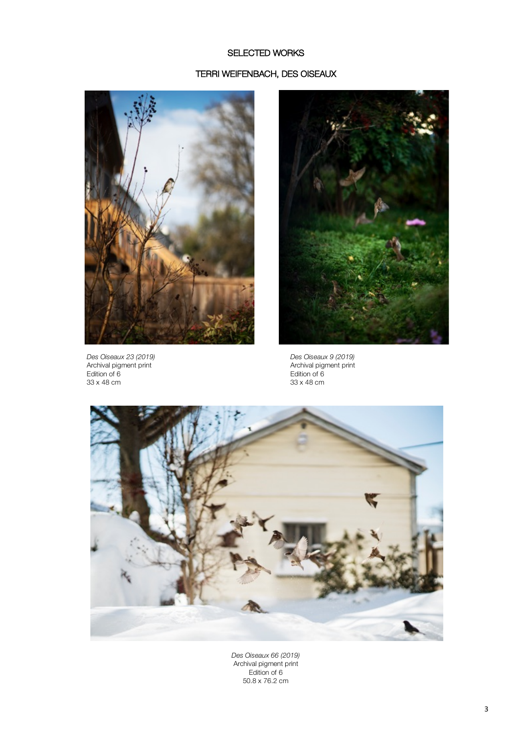SELECTED WORKS

TERRI WEIFENBACH, DES OISEAUX

*Des Oiseaux 23 (2019)*
Archival pigment print
Edition of 6
33 x 48 cm

*Des Oiseaux 9 (2019)*
Archival pigment print
Edition of 6
33 x 48 cm

*Des Oiseaux 66 (2019)*
Archival pigment print
Edition of 6
50.8 x 76.2 cm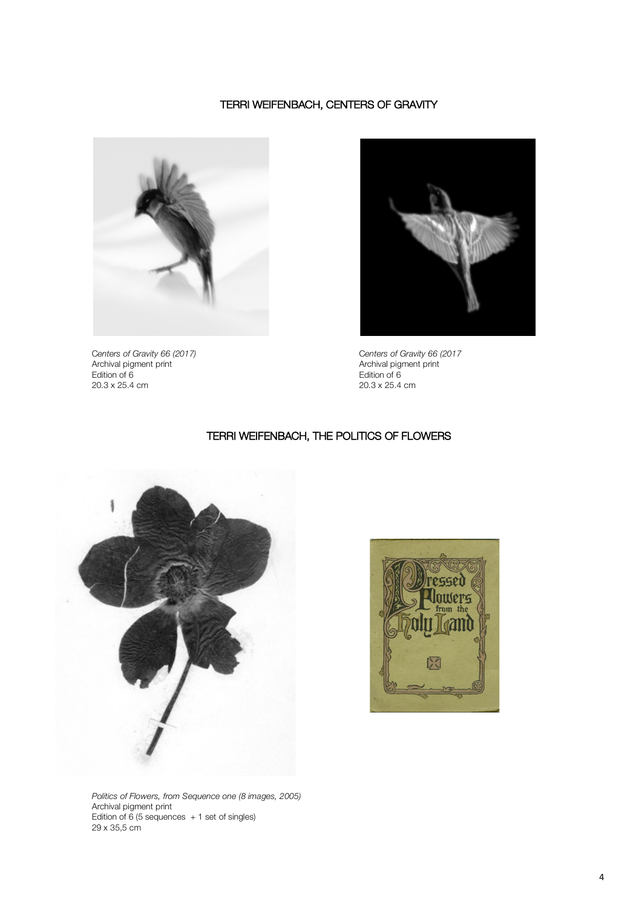## TERRI WEIFENBACH, CENTERS OF GRAVITY

*Centers of Gravity 66 (2017)*
Archival pigment print
Edition of 6
20.3 x 25.4 cm

*Centers of Gravity 66 (2017*
Archival pigment print
Edition of 6
20.3 x 25.4 cm

## TERRI WEIFENBACH, THE POLITICS OF FLOWERS

*Politics of Flowers, from Sequence one (8 images, 2005)*
Archival pigment print
Edition of 6 (5 sequences + 1 set of singles)
29 x 35,5 cm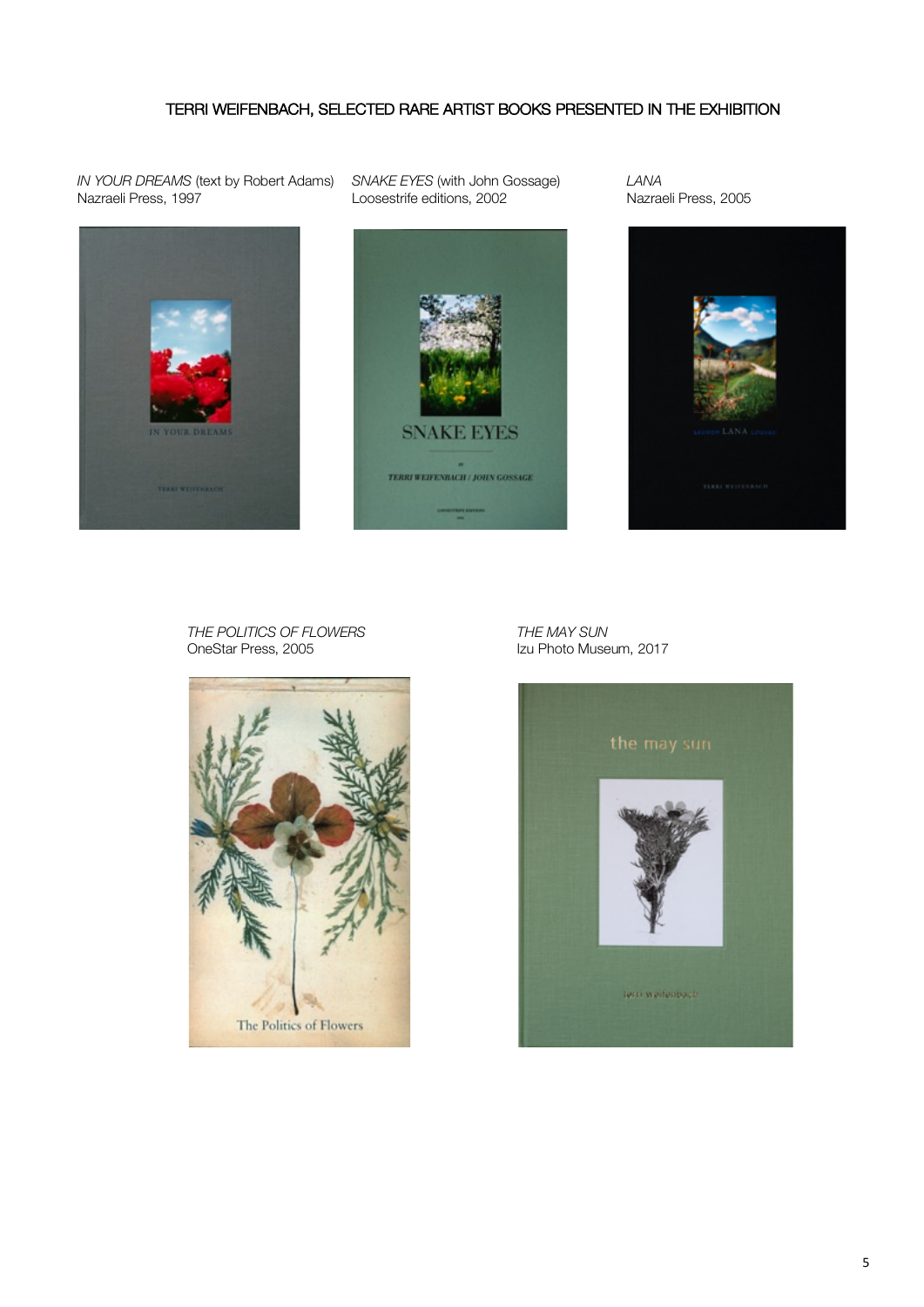# TERRI WEIFENBACH, SELECTED RARE ARTIST BOOKS PRESENTED IN THE EXHIBITION

*IN YOUR DREAMS* (text by Robert Adams)
Nazraeli Press, 1997

*SNAKE EYES* (with John Gossage)
Loosestrife editions, 2002

*LANA*
Nazraeli Press, 2005

*THE POLITICS OF FLOWERS*
OneStar Press, 2005

*THE MAY SUN*
Izu Photo Museum, 2017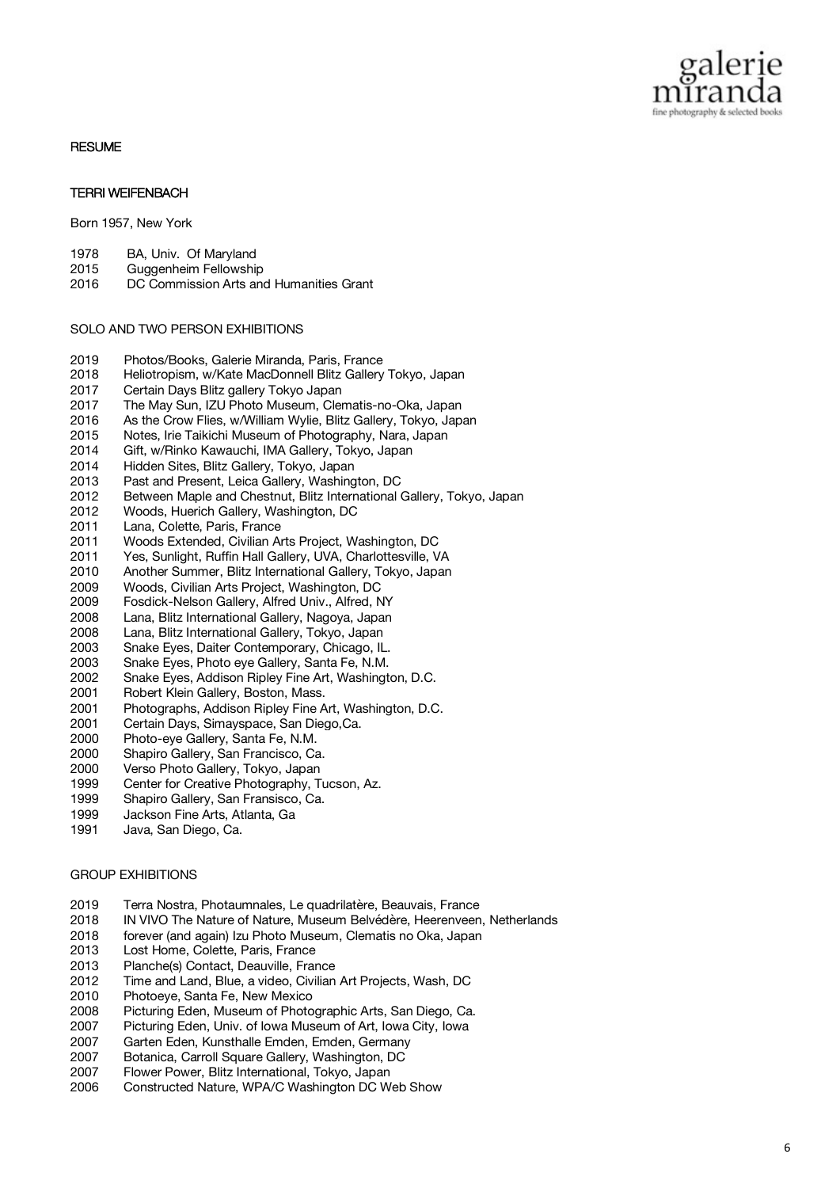## RESUME

### TERRI WEIFENBACH

Born 1957, New York

1978 BA, Univ. Of Maryland
2015 Guggenheim Fellowship
2016 DC Commission Arts and Humanities Grant

#### SOLO AND TWO PERSON EXHIBITIONS

2019 Photos/Books, Galerie Miranda, Paris, France
2018 Heliotropism, w/Kate MacDonnell Blitz Gallery Tokyo, Japan
2017 Certain Days Blitz gallery Tokyo Japan
2017 The May Sun, IZU Photo Museum, Clematis-no-Oka, Japan
2016 As the Crow Flies, w/William Wylie, Blitz Gallery, Tokyo, Japan
2015 Notes, Irie Taikichi Museum of Photography, Nara, Japan
2014 Gift, w/Rinko Kawauchi, IMA Gallery, Tokyo, Japan
2014 Hidden Sites, Blitz Gallery, Tokyo, Japan
2013 Past and Present, Leica Gallery, Washington, DC
2012 Between Maple and Chestnut, Blitz International Gallery, Tokyo, Japan
2012 Woods, Huerich Gallery, Washington, DC
2011 Lana, Colette, Paris, France
2011 Woods Extended, Civilian Arts Project, Washington, DC
2011 Yes, Sunlight, Ruffin Hall Gallery, UVA, Charlottesville, VA
2010 Another Summer, Blitz International Gallery, Tokyo, Japan
2009 Woods, Civilian Arts Project, Washington, DC
2009 Fosdick-Nelson Gallery, Alfred Univ., Alfred, NY
2008 Lana, Blitz International Gallery, Nagoya, Japan
2008 Lana, Blitz International Gallery, Tokyo, Japan
2003 Snake Eyes, Daiter Contemporary, Chicago, IL.
2003 Snake Eyes, Photo eye Gallery, Santa Fe, N.M.
2002 Snake Eyes, Addison Ripley Fine Art, Washington, D.C.
2001 Robert Klein Gallery, Boston, Mass.
2001 Photographs, Addison Ripley Fine Art, Washington, D.C.
2001 Certain Days, Simayspace, San Diego,Ca.
2000 Photo-eye Gallery, Santa Fe, N.M.
2000 Shapiro Gallery, San Francisco, Ca.
2000 Verso Photo Gallery, Tokyo, Japan
1999 Center for Creative Photography, Tucson, Az.
1999 Shapiro Gallery, San Fransisco, Ca.
1999 Jackson Fine Arts, Atlanta, Ga
1991 Java, San Diego, Ca.

#### GROUP EXHIBITIONS

2019 Terra Nostra, Photaumnales, Le quadrilatère, Beauvais, France
2018 IN VIVO The Nature of Nature, Museum Belvédère, Heerenveen, Netherlands
2018 forever (and again) Izu Photo Museum, Clematis no Oka, Japan
2013 Lost Home, Colette, Paris, France
2013 Planche(s) Contact, Deauville, France
2012 Time and Land, Blue, a video, Civilian Art Projects, Wash, DC
2010 Photoeye, Santa Fe, New Mexico
2008 Picturing Eden, Museum of Photographic Arts, San Diego, Ca.
2007 Picturing Eden, Univ. of Iowa Museum of Art, Iowa City, Iowa
2007 Garten Eden, Kunsthalle Emden, Emden, Germany
2007 Botanica, Carroll Square Gallery, Washington, DC
2007 Flower Power, Blitz International, Tokyo, Japan
2006 Constructed Nature, WPA/C Washington DC Web Show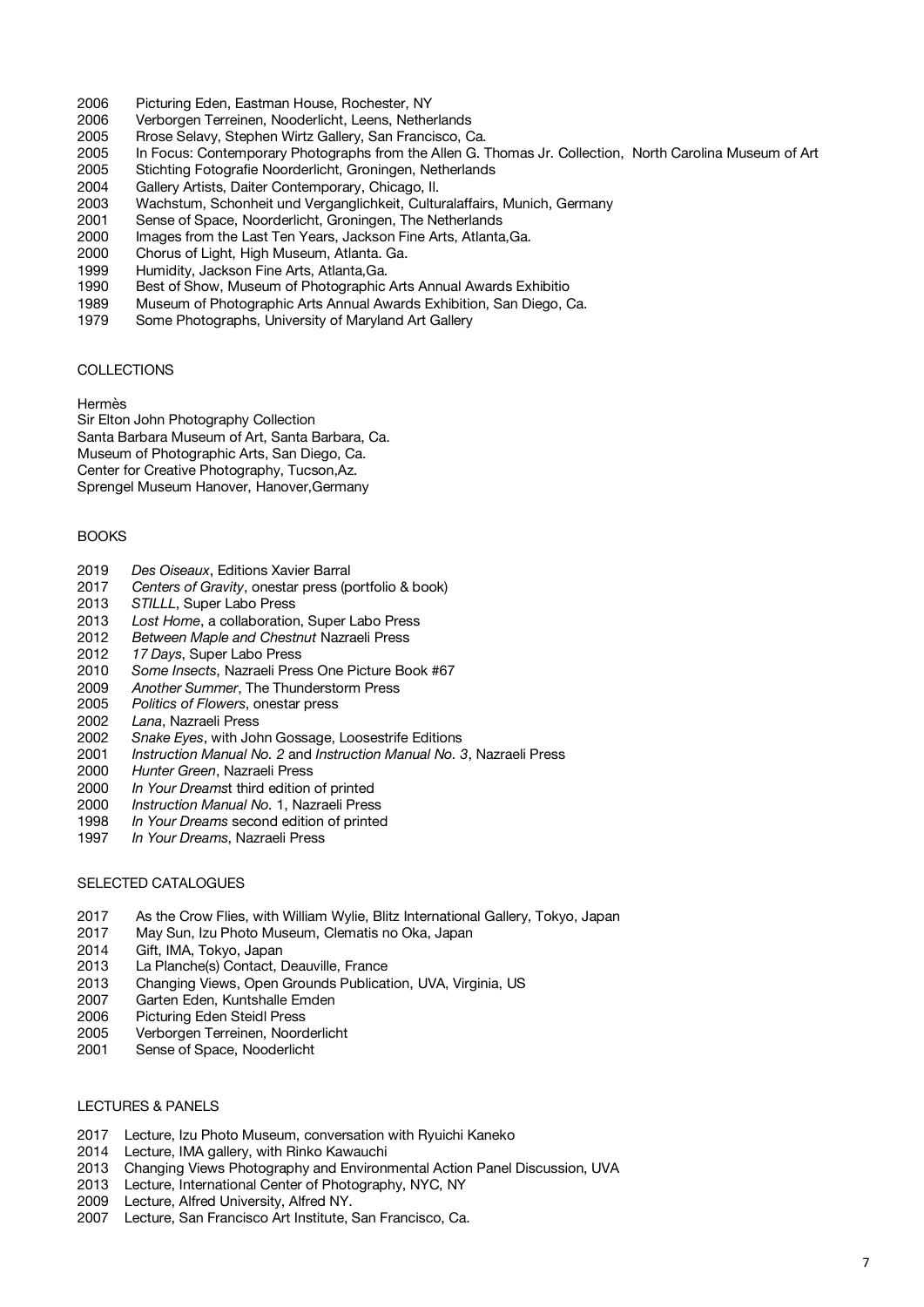2006 Picturing Eden, Eastman House, Rochester, NY
2006 Verborgen Terreinen, Nooderlicht, Leens, Netherlands
2005 Rrose Selavy, Stephen Wirtz Gallery, San Francisco, Ca.
2005 In Focus: Contemporary Photographs from the Allen G. Thomas Jr. Collection, North Carolina Museum of Art
2005 Stichting Fotografie Noorderlicht, Groningen, Netherlands
2004 Gallery Artists, Daiter Contemporary, Chicago, Il.
2003 Wachstum, Schonheit und Verganglichkeit, Culturalaffairs, Munich, Germany
2001 Sense of Space, Noorderlicht, Groningen, The Netherlands
2000 Images from the Last Ten Years, Jackson Fine Arts, Atlanta,Ga.
2000 Chorus of Light, High Museum, Atlanta. Ga.
1999 Humidity, Jackson Fine Arts, Atlanta,Ga.
1990 Best of Show, Museum of Photographic Arts Annual Awards Exhibitio
1989 Museum of Photographic Arts Annual Awards Exhibition, San Diego, Ca.
1979 Some Photographs, University of Maryland Art Gallery

## COLLECTIONS

Hermès
Sir Elton John Photography Collection
Santa Barbara Museum of Art, Santa Barbara, Ca.
Museum of Photographic Arts, San Diego, Ca.
Center for Creative Photography, Tucson,Az.
Sprengel Museum Hanover, Hanover,Germany

## BOOKS

2019 *Des Oiseaux*, Editions Xavier Barral
2017 *Centers of Gravity*, onestar press (portfolio & book)
2013 *STILLL*, Super Labo Press
2013 *Lost Home*, a collaboration, Super Labo Press
2012 *Between Maple and Chestnut* Nazraeli Press
2012 *17 Days*, Super Labo Press
2010 *Some Insects*, Nazraeli Press One Picture Book #67
2009 *Another Summer*, The Thunderstorm Press
2005 *Politics of Flowers*, onestar press
2002 *Lana*, Nazraeli Press
2002 *Snake Eyes*, with John Gossage, Loosestrife Editions
2001 *Instruction Manual No. 2* and *Instruction Manual No. 3*, Nazraeli Press
2000 *Hunter Green*, Nazraeli Press
2000 *In Your Dreams*t third edition of printed
2000 *Instruction Manual No.* 1, Nazraeli Press
1998 *In Your Dreams* second edition of printed
1997 *In Your Dreams*, Nazraeli Press

## SELECTED CATALOGUES

2017 As the Crow Flies, with William Wylie, Blitz International Gallery, Tokyo, Japan
2017 May Sun, Izu Photo Museum, Clematis no Oka, Japan
2014 Gift, IMA, Tokyo, Japan
2013 La Planche(s) Contact, Deauville, France
2013 Changing Views, Open Grounds Publication, UVA, Virginia, US
2007 Garten Eden, Kuntshalle Emden
2006 Picturing Eden Steidl Press
2005 Verborgen Terreinen, Noorderlicht
2001 Sense of Space, Nooderlicht

## LECTURES & PANELS

2017 Lecture, Izu Photo Museum, conversation with Ryuichi Kaneko
2014 Lecture, IMA gallery, with Rinko Kawauchi
2013 Changing Views Photography and Environmental Action Panel Discussion, UVA
2013 Lecture, International Center of Photography, NYC, NY
2009 Lecture, Alfred University, Alfred NY.
2007 Lecture, San Francisco Art Institute, San Francisco, Ca.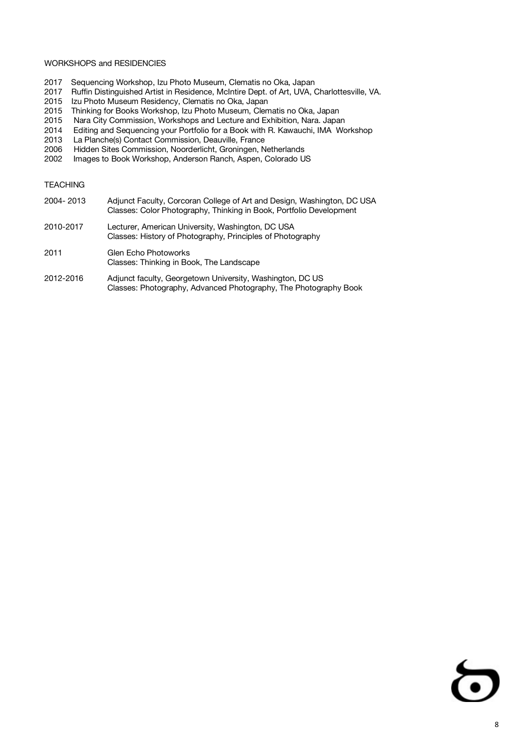## WORKSHOPS and RESIDENCIES

2017 Sequencing Workshop, Izu Photo Museum, Clematis no Oka, Japan
2017 Ruffin Distinguished Artist in Residence, McIntire Dept. of Art, UVA, Charlottesville, VA.
2015 Izu Photo Museum Residency, Clematis no Oka, Japan
2015 Thinking for Books Workshop, Izu Photo Museum, Clematis no Oka, Japan
2015 Nara City Commission, Workshops and Lecture and Exhibition, Nara. Japan
2014 Editing and Sequencing your Portfolio for a Book with R. Kawauchi, IMA Workshop
2013 La Planche(s) Contact Commission, Deauville, France
2006 Hidden Sites Commission, Noorderlicht, Groningen, Netherlands
2002 Images to Book Workshop, Anderson Ranch, Aspen, Colorado US

## TEACHING

2004- 2013 Adjunct Faculty, Corcoran College of Art and Design, Washington, DC USA
Classes: Color Photography, Thinking in Book, Portfolio Development

2010-2017 Lecturer, American University, Washington, DC USA
Classes: History of Photography, Principles of Photography

2011 Glen Echo Photoworks
Classes: Thinking in Book, The Landscape

2012-2016 Adjunct faculty, Georgetown University, Washington, DC US
Classes: Photography, Advanced Photography, The Photography Book